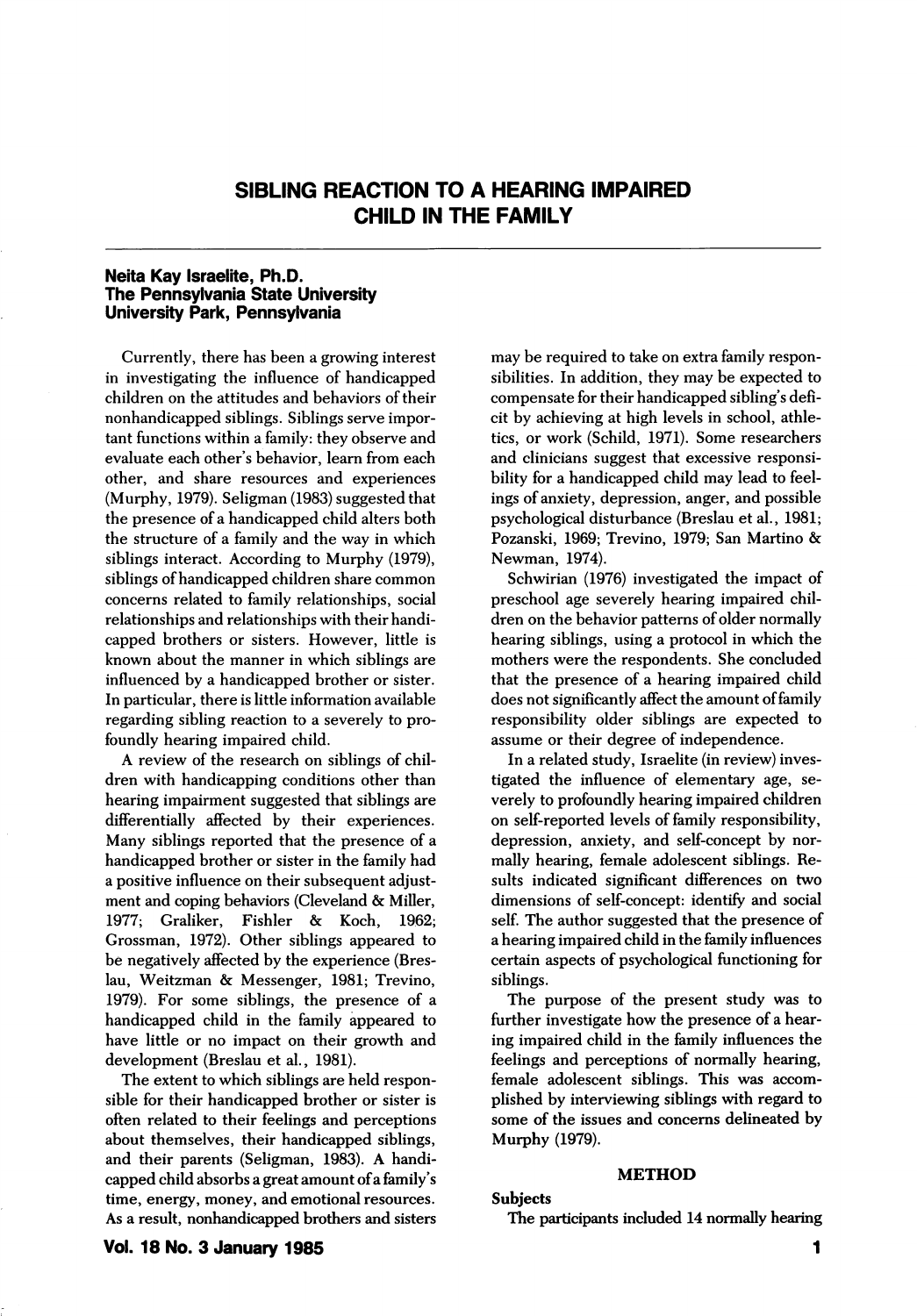# SIBLING REACTION TO A HEARING IMPAIRED CHILD IN THE FAMILY

**Neita Kay Israelite, Ph.D.**
**The Pennsylvania State University**
**University Park, Pennsylvania**

Currently, there has been a growing interest in investigating the influence of handicapped children on the attitudes and behaviors of their nonhandicapped siblings. Siblings serve important functions within a family: they observe and evaluate each other's behavior, learn from each other, and share resources and experiences (Murphy, 1979). Seligman (1983) suggested that the presence of a handicapped child alters both the structure of a family and the way in which siblings interact. According to Murphy (1979), siblings of handicapped children share common concerns related to family relationships, social relationships and relationships with their handicapped brothers or sisters. However, little is known about the manner in which siblings are influenced by a handicapped brother or sister. In particular, there is little information available regarding sibling reaction to a severely to profoundly hearing impaired child.

A review of the research on siblings of children with handicapping conditions other than hearing impairment suggested that siblings are differentially affected by their experiences. Many siblings reported that the presence of a handicapped brother or sister in the family had a positive influence on their subsequent adjustment and coping behaviors (Cleveland & Miller, 1977; Graliker, Fishler & Koch, 1962; Grossman, 1972). Other siblings appeared to be negatively affected by the experience (Breslau, Weitzman & Messenger, 1981; Trevino, 1979). For some siblings, the presence of a handicapped child in the family appeared to have little or no impact on their growth and development (Breslau et al., 1981).

The extent to which siblings are held responsible for their handicapped brother or sister is often related to their feelings and perceptions about themselves, their handicapped siblings, and their parents (Seligman, 1983). A handicapped child absorbs a great amount of a family's time, energy, money, and emotional resources. As a result, nonhandicapped brothers and sisters may be required to take on extra family responsibilities. In addition, they may be expected to compensate for their handicapped sibling's deficit by achieving at high levels in school, athletics, or work (Schild, 1971). Some researchers and clinicians suggest that excessive responsibility for a handicapped child may lead to feelings of anxiety, depression, anger, and possible psychological disturbance (Breslau et al., 1981; Pozanski, 1969; Trevino, 1979; San Martino & Newman, 1974).

Schwirian (1976) investigated the impact of preschool age severely hearing impaired children on the behavior patterns of older normally hearing siblings, using a protocol in which the mothers were the respondents. She concluded that the presence of a hearing impaired child does not significantly affect the amount of family responsibility older siblings are expected to assume or their degree of independence.

In a related study, Israelite (in review) investigated the influence of elementary age, severely to profoundly hearing impaired children on self-reported levels of family responsibility, depression, anxiety, and self-concept by normally hearing, female adolescent siblings. Results indicated significant differences on two dimensions of self-concept: identify and social self. The author suggested that the presence of a hearing impaired child in the family influences certain aspects of psychological functioning for siblings.

The purpose of the present study was to further investigate how the presence of a hearing impaired child in the family influences the feelings and perceptions of normally hearing, female adolescent siblings. This was accomplished by interviewing siblings with regard to some of the issues and concerns delineated by Murphy (1979).

## METHOD

### Subjects

The participants included 14 normally hearing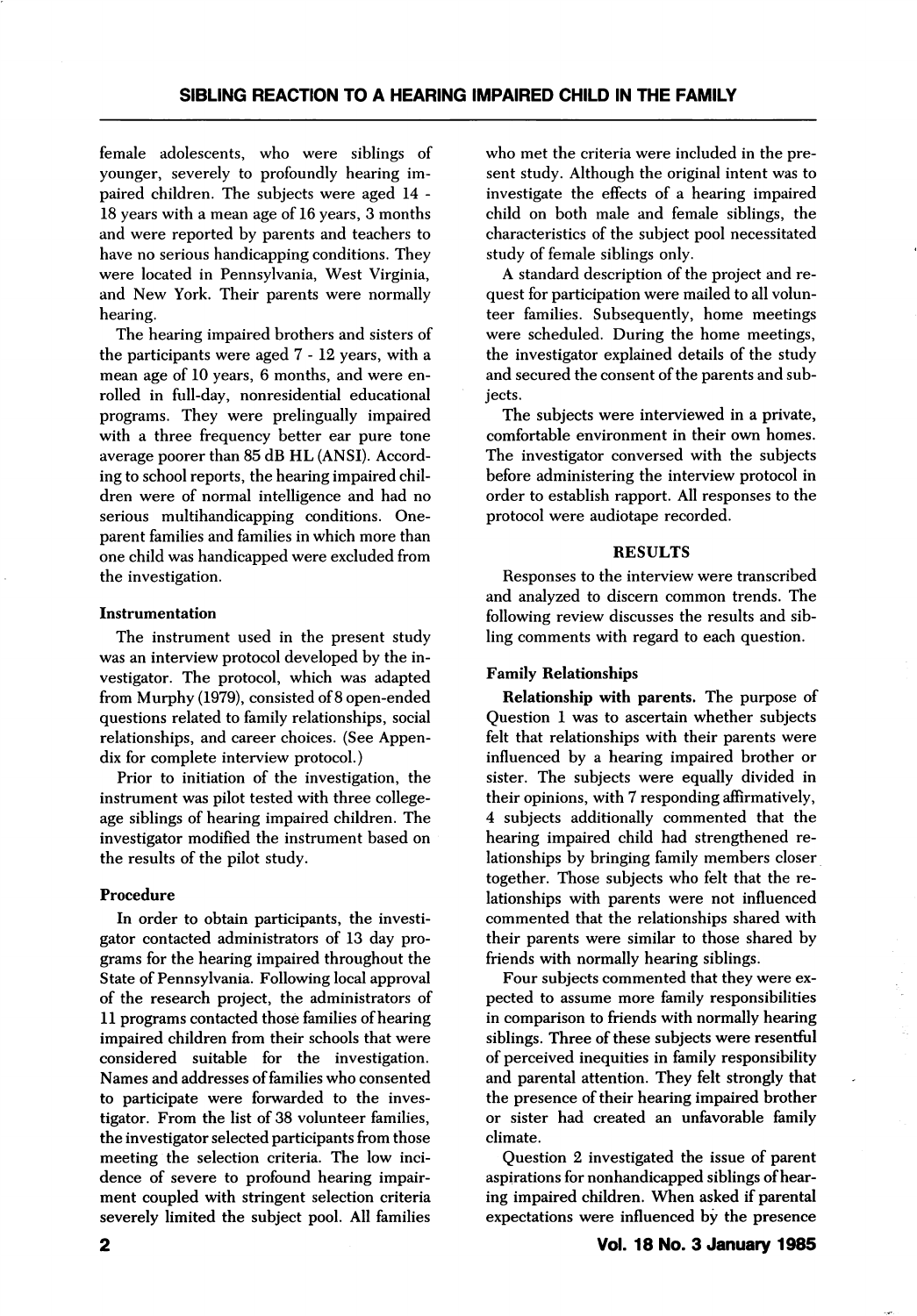female adolescents, who were siblings of younger, severely to profoundly hearing impaired children. The subjects were aged 14 - 18 years with a mean age of 16 years, 3 months and were reported by parents and teachers to have no serious handicapping conditions. They were located in Pennsylvania, West Virginia, and New York. Their parents were normally hearing.

The hearing impaired brothers and sisters of the participants were aged 7 - 12 years, with a mean age of 10 years, 6 months, and were enrolled in full-day, nonresidential educational programs. They were prelingually impaired with a three frequency better ear pure tone average poorer than 85 dB HL (ANSI). According to school reports, the hearing impaired children were of normal intelligence and had no serious multihandicapping conditions. One-parent families and families in which more than one child was handicapped were excluded from the investigation.

### Instrumentation

The instrument used in the present study was an interview protocol developed by the investigator. The protocol, which was adapted from Murphy (1979), consisted of 8 open-ended questions related to family relationships, social relationships, and career choices. (See Appendix for complete interview protocol.)

Prior to initiation of the investigation, the instrument was pilot tested with three college-age siblings of hearing impaired children. The investigator modified the instrument based on the results of the pilot study.

### Procedure

In order to obtain participants, the investigator contacted administrators of 13 day programs for the hearing impaired throughout the State of Pennsylvania. Following local approval of the research project, the administrators of 11 programs contacted those families of hearing impaired children from their schools that were considered suitable for the investigation. Names and addresses of families who consented to participate were forwarded to the investigator. From the list of 38 volunteer families, the investigator selected participants from those meeting the selection criteria. The low incidence of severe to profound hearing impairment coupled with stringent selection criteria severely limited the subject pool. All families who met the criteria were included in the present study. Although the original intent was to investigate the effects of a hearing impaired child on both male and female siblings, the characteristics of the subject pool necessitated study of female siblings only.

A standard description of the project and request for participation were mailed to all volunteer families. Subsequently, home meetings were scheduled. During the home meetings, the investigator explained details of the study and secured the consent of the parents and subjects.

The subjects were interviewed in a private, comfortable environment in their own homes. The investigator conversed with the subjects before administering the interview protocol in order to establish rapport. All responses to the protocol were audiotape recorded.

## RESULTS

Responses to the interview were transcribed and analyzed to discern common trends. The following review discusses the results and sibling comments with regard to each question.

### Family Relationships

**Relationship with parents.** The purpose of Question 1 was to ascertain whether subjects felt that relationships with their parents were influenced by a hearing impaired brother or sister. The subjects were equally divided in their opinions, with 7 responding affirmatively, 4 subjects additionally commented that the hearing impaired child had strengthened relationships by bringing family members closer together. Those subjects who felt that the relationships with parents were not influenced commented that the relationships shared with their parents were similar to those shared by friends with normally hearing siblings.

Four subjects commented that they were expected to assume more family responsibilities in comparison to friends with normally hearing siblings. Three of these subjects were resentful of perceived inequities in family responsibility and parental attention. They felt strongly that the presence of their hearing impaired brother or sister had created an unfavorable family climate.

Question 2 investigated the issue of parent aspirations for nonhandicapped siblings of hearing impaired children. When asked if parental expectations were influenced by the presence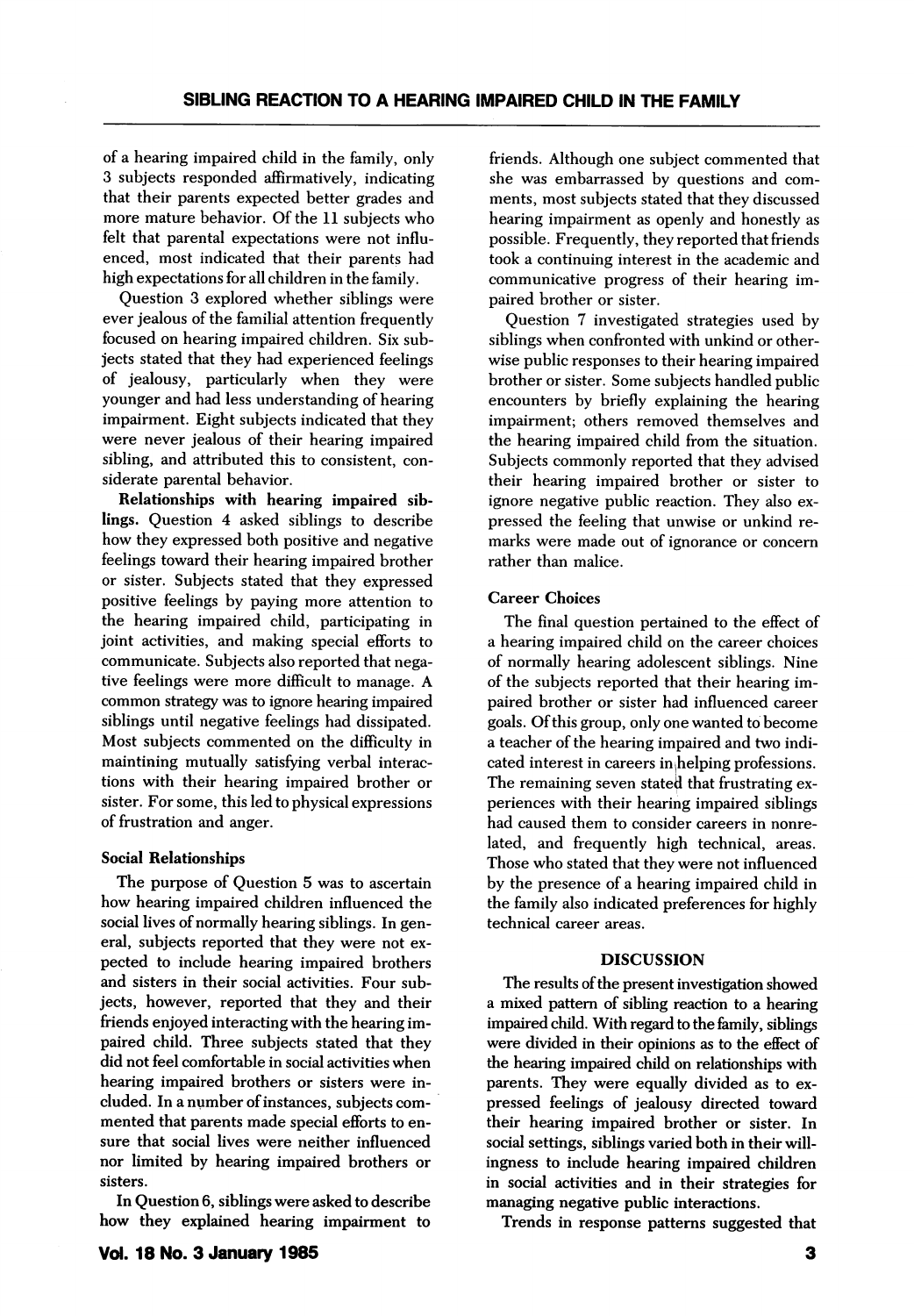of a hearing impaired child in the family, only 3 subjects responded affirmatively, indicating that their parents expected better grades and more mature behavior. Of the 11 subjects who felt that parental expectations were not influenced, most indicated that their parents had high expectations for all children in the family.

Question 3 explored whether siblings were ever jealous of the familial attention frequently focused on hearing impaired children. Six subjects stated that they had experienced feelings of jealousy, particularly when they were younger and had less understanding of hearing impairment. Eight subjects indicated that they were never jealous of their hearing impaired sibling, and attributed this to consistent, considerate parental behavior.

**Relationships with hearing impaired siblings.** Question 4 asked siblings to describe how they expressed both positive and negative feelings toward their hearing impaired brother or sister. Subjects stated that they expressed positive feelings by paying more attention to the hearing impaired child, participating in joint activities, and making special efforts to communicate. Subjects also reported that negative feelings were more difficult to manage. A common strategy was to ignore hearing impaired siblings until negative feelings had dissipated. Most subjects commented on the difficulty in maintining mutually satisfying verbal interactions with their hearing impaired brother or sister. For some, this led to physical expressions of frustration and anger.

### Social Relationships

The purpose of Question 5 was to ascertain how hearing impaired children influenced the social lives of normally hearing siblings. In general, subjects reported that they were not expected to include hearing impaired brothers and sisters in their social activities. Four subjects, however, reported that they and their friends enjoyed interacting with the hearing impaired child. Three subjects stated that they did not feel comfortable in social activities when hearing impaired brothers or sisters were included. In a number of instances, subjects commented that parents made special efforts to ensure that social lives were neither influenced nor limited by hearing impaired brothers or sisters.

In Question 6, siblings were asked to describe how they explained hearing impairment to friends. Although one subject commented that she was embarrassed by questions and comments, most subjects stated that they discussed hearing impairment as openly and honestly as possible. Frequently, they reported that friends took a continuing interest in the academic and communicative progress of their hearing impaired brother or sister.

Question 7 investigated strategies used by siblings when confronted with unkind or otherwise public responses to their hearing impaired brother or sister. Some subjects handled public encounters by briefly explaining the hearing impairment; others removed themselves and the hearing impaired child from the situation. Subjects commonly reported that they advised their hearing impaired brother or sister to ignore negative public reaction. They also expressed the feeling that unwise or unkind remarks were made out of ignorance or concern rather than malice.

### Career Choices

The final question pertained to the effect of a hearing impaired child on the career choices of normally hearing adolescent siblings. Nine of the subjects reported that their hearing impaired brother or sister had influenced career goals. Of this group, only one wanted to become a teacher of the hearing impaired and two indicated interest in careers in helping professions. The remaining seven stated that frustrating experiences with their hearing impaired siblings had caused them to consider careers in nonrelated, and frequently high technical, areas. Those who stated that they were not influenced by the presence of a hearing impaired child in the family also indicated preferences for highly technical career areas.

## DISCUSSION

The results of the present investigation showed a mixed pattern of sibling reaction to a hearing impaired child. With regard to the family, siblings were divided in their opinions as to the effect of the hearing impaired child on relationships with parents. They were equally divided as to expressed feelings of jealousy directed toward their hearing impaired brother or sister. In social settings, siblings varied both in their willingness to include hearing impaired children in social activities and in their strategies for managing negative public interactions.

Trends in response patterns suggested that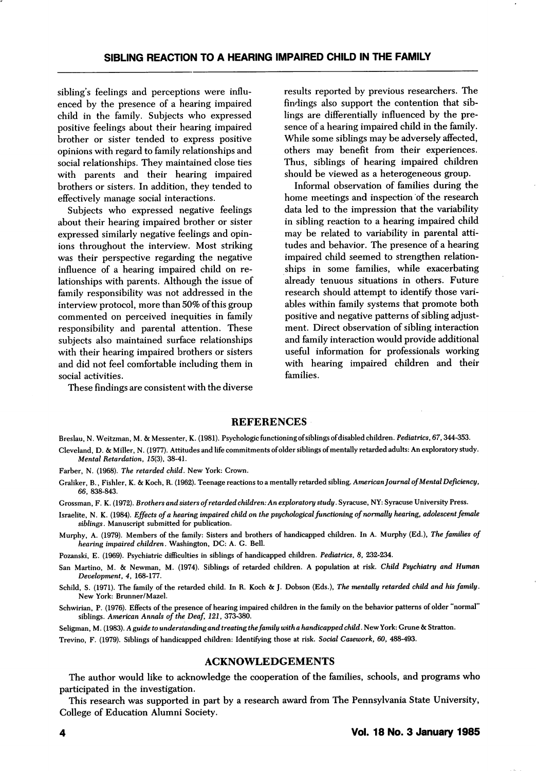sibling's feelings and perceptions were influenced by the presence of a hearing impaired child in the family. Subjects who expressed positive feelings about their hearing impaired brother or sister tended to express positive opinions with regard to family relationships and social relationships. They maintained close ties with parents and their hearing impaired brothers or sisters. In addition, they tended to effectively manage social interactions.

Subjects who expressed negative feelings about their hearing impaired brother or sister expressed similarly negative feelings and opinions throughout the interview. Most striking was their perspective regarding the negative influence of a hearing impaired child on relationships with parents. Although the issue of family responsibility was not addressed in the interview protocol, more than 50% of this group commented on perceived inequities in family responsibility and parental attention. These subjects also maintained surface relationships with their hearing impaired brothers or sisters and did not feel comfortable including them in social activities.

These findings are consistent with the diverse results reported by previous researchers. The findings also support the contention that siblings are differentially influenced by the presence of a hearing impaired child in the family. While some siblings may be adversely affected, others may benefit from their experiences. Thus, siblings of hearing impaired children should be viewed as a heterogeneous group.

Informal observation of families during the home meetings and inspection of the research data led to the impression that the variability in sibling reaction to a hearing impaired child may be related to variability in parental attitudes and behavior. The presence of a hearing impaired child seemed to strengthen relationships in some families, while exacerbating already tenuous situations in others. Future research should attempt to identify those variables within family systems that promote both positive and negative patterns of sibling adjustment. Direct observation of sibling interaction and family interaction would provide additional useful information for professionals working with hearing impaired children and their families.

## REFERENCES

Breslau, N. Weitzman, M. & Messenter, K. (1981). Psychologic functioning of siblings of disabled children. *Pediatrics, 67*, 344-353.

Cleveland, D. & Miller, N. (1977). Attitudes and life commitments of older siblings of mentally retarded adults: An exploratory study. *Mental Retardation, 15*(3), 38-41.

Farber, N. (1968). *The retarded child*. New York: Crown.

Graliker, B., Fishler, K. & Koch, R. (1962). Teenage reactions to a mentally retarded sibling. *American Journal of Mental Deficiency, 66*, 838-843.

Grossman, F. K. (1972). *Brothers and sisters of retarded children: An exploratory study*. Syracuse, NY: Syracuse University Press.

Israelite, N. K. (1984). *Effects of a hearing impaired child on the psychological functioning of normally hearing, adolescent female siblings*. Manuscript submitted for publication.

Murphy, A. (1979). Members of the family: Sisters and brothers of handicapped children. In A. Murphy (Ed.), *The families of hearing impaired children*. Washington, DC: A. G. Bell.

Pozanski, E. (1969). Psychiatric difficulties in siblings of handicapped children. *Pediatrics, 8*, 232-234.

San Martino, M. & Newman, M. (1974). Siblings of retarded children. A population at risk. *Child Psychiatry and Human Development, 4*, 168-177.

Schild, S. (1971). The family of the retarded child. In R. Koch & J. Dobson (Eds.), *The mentally retarded child and his family*. New York: Brunner/Mazel.

Schwirian, P. (1976). Effects of the presence of hearing impaired children in the family on the behavior patterns of older "normal" siblings. *American Annals of the Deaf, 121*, 373-380.

Seligman, M. (1983). *A guide to understanding and treating the family with a handicapped child*. New York: Grune & Stratton.

Trevino, F. (1979). Siblings of handicapped children: Identifying those at risk. *Social Casework, 60*, 488-493.

## ACKNOWLEDGEMENTS

The author would like to acknowledge the cooperation of the families, schools, and programs who participated in the investigation.

This research was supported in part by a research award from The Pennsylvania State University, College of Education Alumni Society.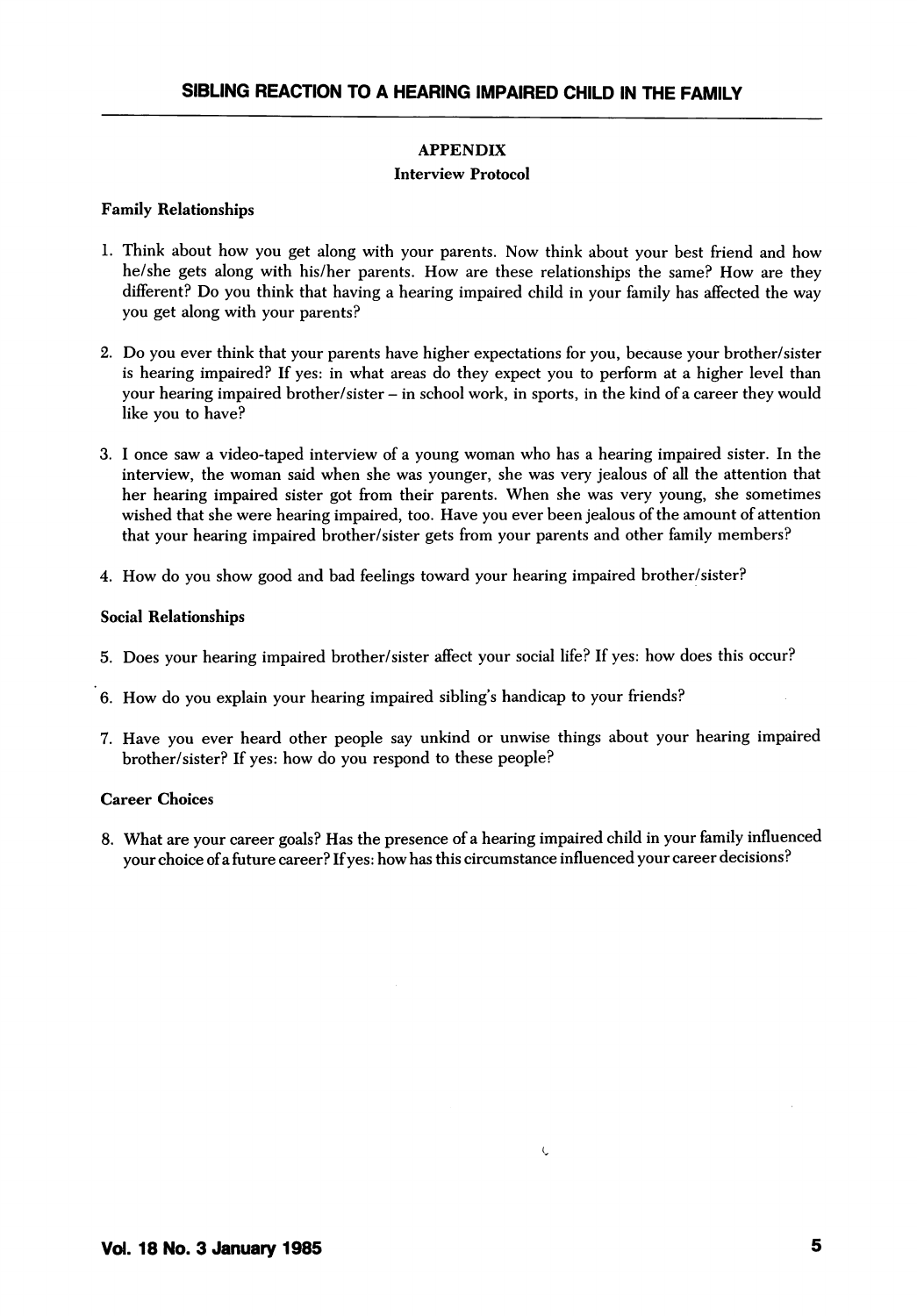## APPENDIX

### Interview Protocol

**Family Relationships**

1. Think about how you get along with your parents. Now think about your best friend and how he/she gets along with his/her parents. How are these relationships the same? How are they different? Do you think that having a hearing impaired child in your family has affected the way you get along with your parents?

2. Do you ever think that your parents have higher expectations for you, because your brother/sister is hearing impaired? If yes: in what areas do they expect you to perform at a higher level than your hearing impaired brother/sister – in school work, in sports, in the kind of a career they would like you to have?

3. I once saw a video-taped interview of a young woman who has a hearing impaired sister. In the interview, the woman said when she was younger, she was very jealous of all the attention that her hearing impaired sister got from their parents. When she was very young, she sometimes wished that she were hearing impaired, too. Have you ever been jealous of the amount of attention that your hearing impaired brother/sister gets from your parents and other family members?

4. How do you show good and bad feelings toward your hearing impaired brother/sister?

**Social Relationships**

5. Does your hearing impaired brother/sister affect your social life? If yes: how does this occur?

6. How do you explain your hearing impaired sibling's handicap to your friends?

7. Have you ever heard other people say unkind or unwise things about your hearing impaired brother/sister? If yes: how do you respond to these people?

**Career Choices**

8. What are your career goals? Has the presence of a hearing impaired child in your family influenced your choice of a future career? If yes: how has this circumstance influenced your career decisions?